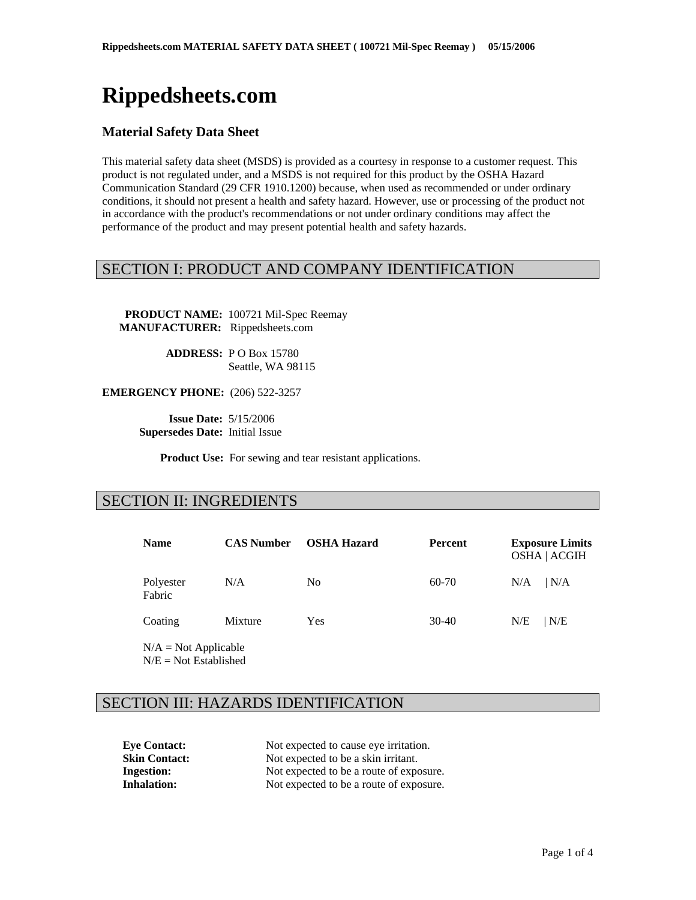# Rippedsheets.com

## Material Safety Data Sheet

This material safety data sheet (MSDS) is provided as a courtesy in response to a customer request. This product is not regulated under, and a MSDS is not required for this product by the OSHA Hazard Communication Standard (29 CFR 1910.1200) because, when used as recommended or under ordinary conditions, it should not present a health and safety hazard. However, use or processing of the product not in accordance with the product's recommendations or not under ordinary conditions may affect the performance of the product and may present potential health and safety hazards.

## SECTION I: PRODUCT AND COMPANY IDENTIFICATION

**PRODUCT NAME:** 100721 Mil-Spec Reemay
**MANUFACTURER:** Rippedsheets.com

**ADDRESS:** P O Box 15780
Seattle, WA 98115

**EMERGENCY PHONE:** (206) 522-3257

**Issue Date:** 5/15/2006
**Supersedes Date:** Initial Issue

**Product Use:** For sewing and tear resistant applications.

## SECTION II: INGREDIENTS

| Name | CAS Number | OSHA Hazard | Percent | Exposure Limits OSHA \| ACGIH |
|---|---|---|---|---|
| Polyester Fabric | N/A | No | 60-70 | N/A \| N/A |
| Coating | Mixture | Yes | 30-40 | N/E \| N/E |

N/A = Not Applicable
N/E = Not Established

## SECTION III: HAZARDS IDENTIFICATION

**Eye Contact:** Not expected to cause eye irritation.
**Skin Contact:** Not expected to be a skin irritant.
**Ingestion:** Not expected to be a route of exposure.
**Inhalation:** Not expected to be a route of exposure.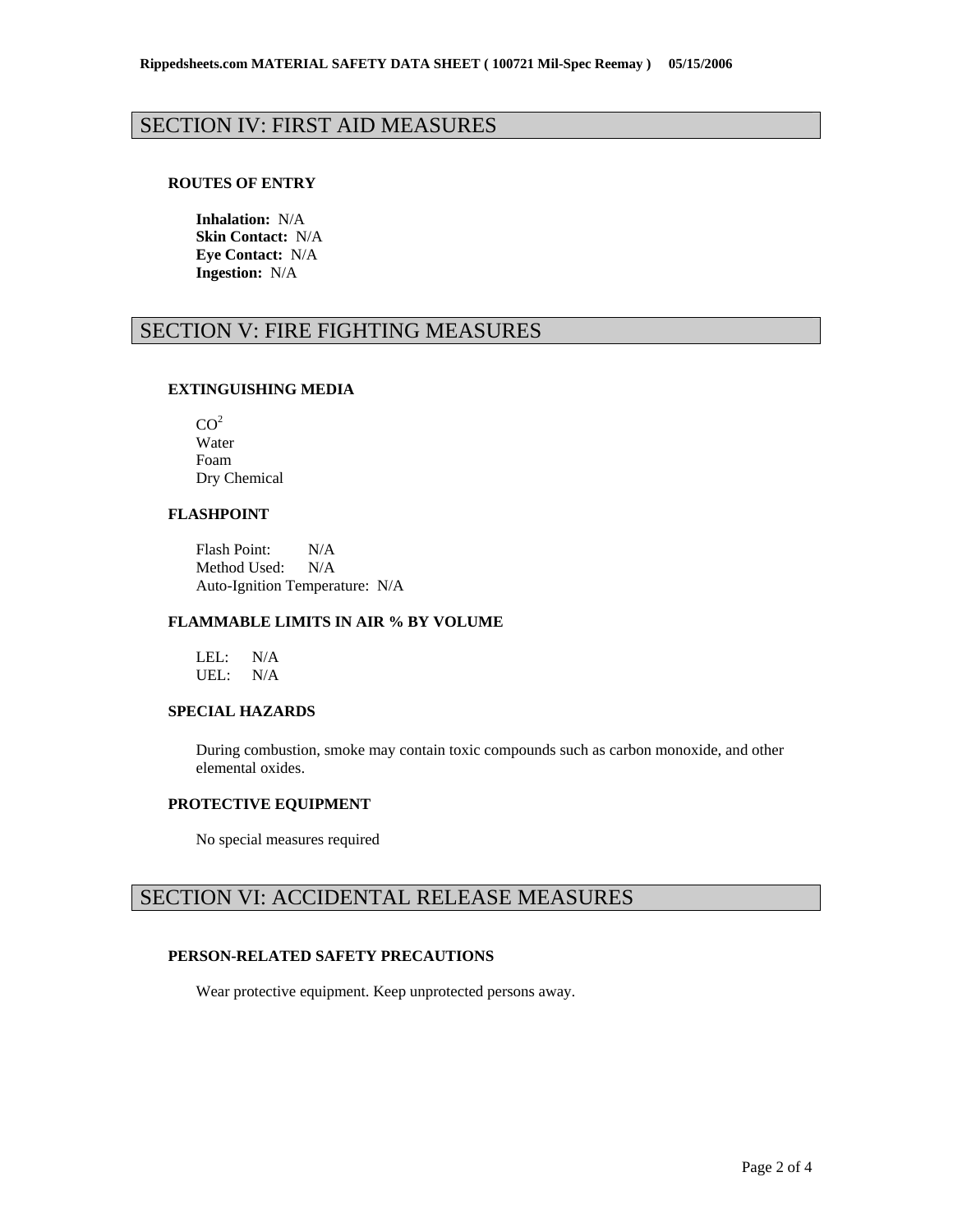## SECTION IV: FIRST AID MEASURES

### ROUTES OF ENTRY

**Inhalation:** N/A
**Skin Contact:** N/A
**Eye Contact:** N/A
**Ingestion:** N/A

## SECTION V: FIRE FIGHTING MEASURES

### EXTINGUISHING MEDIA

$CO^2$
Water
Foam
Dry Chemical

### FLASHPOINT

Flash Point: N/A
Method Used: N/A
Auto-Ignition Temperature: N/A

### FLAMMABLE LIMITS IN AIR % BY VOLUME

LEL: N/A
UEL: N/A

### SPECIAL HAZARDS

During combustion, smoke may contain toxic compounds such as carbon monoxide, and other elemental oxides.

### PROTECTIVE EQUIPMENT

No special measures required

## SECTION VI: ACCIDENTAL RELEASE MEASURES

### PERSON-RELATED SAFETY PRECAUTIONS

Wear protective equipment. Keep unprotected persons away.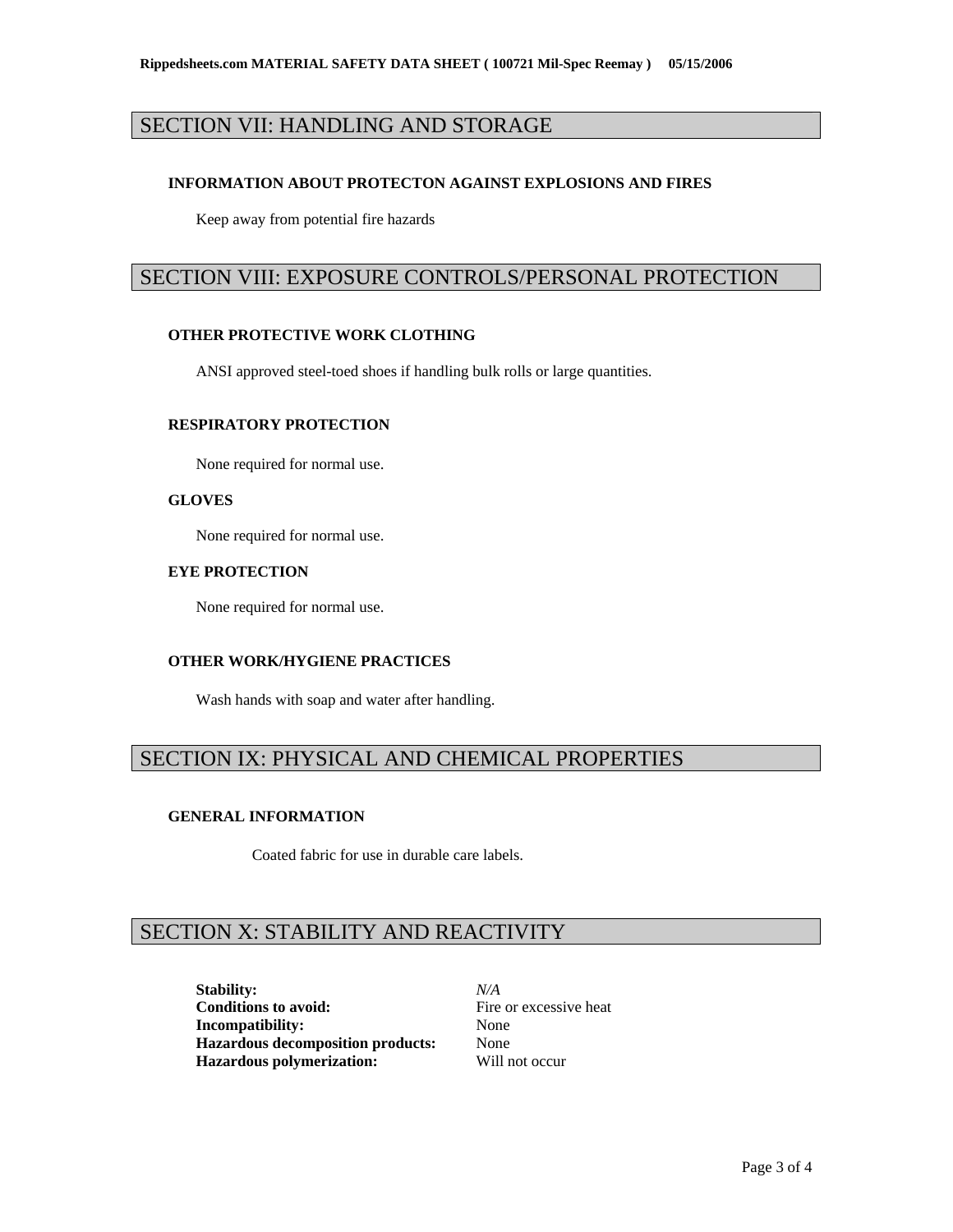## SECTION VII: HANDLING AND STORAGE

### INFORMATION ABOUT PROTECTON AGAINST EXPLOSIONS AND FIRES

Keep away from potential fire hazards

## SECTION VIII: EXPOSURE CONTROLS/PERSONAL PROTECTION

### OTHER PROTECTIVE WORK CLOTHING

ANSI approved steel-toed shoes if handling bulk rolls or large quantities.

### RESPIRATORY PROTECTION

None required for normal use.

### GLOVES

None required for normal use.

### EYE PROTECTION

None required for normal use.

### OTHER WORK/HYGIENE PRACTICES

Wash hands with soap and water after handling.

## SECTION IX: PHYSICAL AND CHEMICAL PROPERTIES

### GENERAL INFORMATION

Coated fabric for use in durable care labels.

## SECTION X: STABILITY AND REACTIVITY

**Stability:** *N/A*
**Conditions to avoid:** Fire or excessive heat
**Incompatibility:** None
**Hazardous decomposition products:** None
**Hazardous polymerization:** Will not occur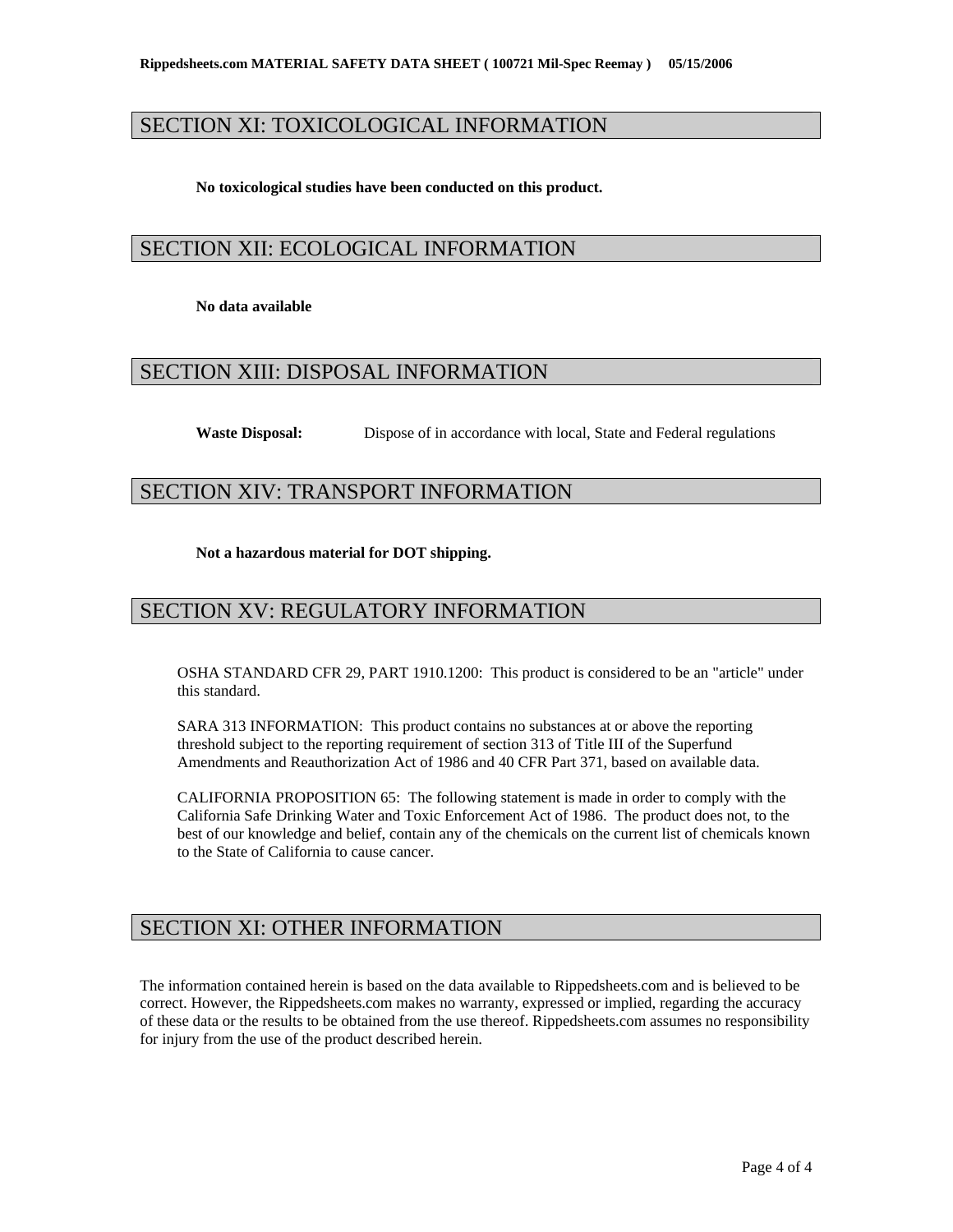## SECTION XI: TOXICOLOGICAL INFORMATION

**No toxicological studies have been conducted on this product.**

## SECTION XII: ECOLOGICAL INFORMATION

**No data available**

## SECTION XIII: DISPOSAL INFORMATION

**Waste Disposal:** Dispose of in accordance with local, State and Federal regulations

## SECTION XIV: TRANSPORT INFORMATION

**Not a hazardous material for DOT shipping.**

## SECTION XV: REGULATORY INFORMATION

OSHA STANDARD CFR 29, PART 1910.1200: This product is considered to be an "article" under this standard.

SARA 313 INFORMATION: This product contains no substances at or above the reporting threshold subject to the reporting requirement of section 313 of Title III of the Superfund Amendments and Reauthorization Act of 1986 and 40 CFR Part 371, based on available data.

CALIFORNIA PROPOSITION 65: The following statement is made in order to comply with the California Safe Drinking Water and Toxic Enforcement Act of 1986. The product does not, to the best of our knowledge and belief, contain any of the chemicals on the current list of chemicals known to the State of California to cause cancer.

## SECTION XI: OTHER INFORMATION

The information contained herein is based on the data available to Rippedsheets.com and is believed to be correct. However, the Rippedsheets.com makes no warranty, expressed or implied, regarding the accuracy of these data or the results to be obtained from the use thereof. Rippedsheets.com assumes no responsibility for injury from the use of the product described herein.